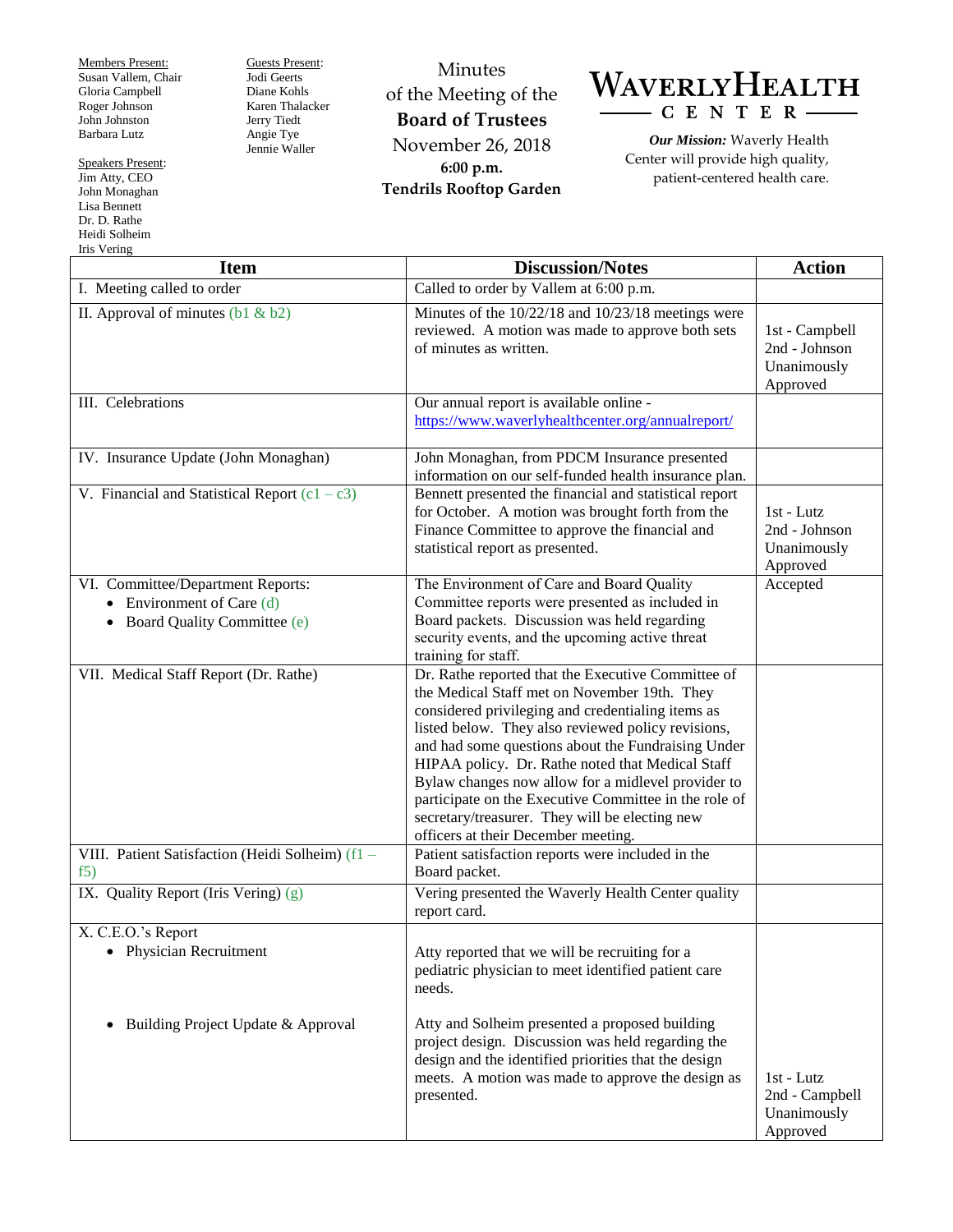**Members Present:**
Susan Vallem, Chair
Gloria Campbell
Roger Johnson
John Johnston
Barbara Lutz

**Speakers Present:**
Jim Atty, CEO
John Monaghan
Lisa Bennett
Dr. D. Rathe
Heidi Solheim
Iris Vering

**Guests Present:**
Jodi Geerts
Diane Kohls
Karen Thalacker
Jerry Tiedt
Angie Tye
Jennie Waller

# Minutes of the Meeting of the Board of Trustees

November 26, 2018
**6:00 p.m.**
**Tendrils Rooftop Garden**

# WAVERLYHEALTH CENTER

***Our Mission:*** Waverly Health Center will provide high quality, patient-centered health care.

| Item | Discussion/Notes | Action |
|---|---|---|
| I. Meeting called to order | Called to order by Vallem at 6:00 p.m. | |
| II. Approval of minutes (b1 & b2) | Minutes of the 10/22/18 and 10/23/18 meetings were reviewed. A motion was made to approve both sets of minutes as written. | 1st - Campbell<br>2nd - Johnson<br>Unanimously Approved |
| III. Celebrations | Our annual report is available online - https://www.waverlyhealthcenter.org/annualreport/ | |
| IV. Insurance Update (John Monaghan) | John Monaghan, from PDCM Insurance presented information on our self-funded health insurance plan. | |
| V. Financial and Statistical Report (c1 – c3) | Bennett presented the financial and statistical report for October. A motion was brought forth from the Finance Committee to approve the financial and statistical report as presented. | 1st - Lutz<br>2nd - Johnson<br>Unanimously Approved |
| VI. Committee/Department Reports:<br>• Environment of Care (d)<br>• Board Quality Committee (e) | The Environment of Care and Board Quality Committee reports were presented as included in Board packets. Discussion was held regarding security events, and the upcoming active threat training for staff. | Accepted |
| VII. Medical Staff Report (Dr. Rathe) | Dr. Rathe reported that the Executive Committee of the Medical Staff met on November 19th. They considered privileging and credentialing items as listed below. They also reviewed policy revisions, and had some questions about the Fundraising Under HIPAA policy. Dr. Rathe noted that Medical Staff Bylaw changes now allow for a midlevel provider to participate on the Executive Committee in the role of secretary/treasurer. They will be electing new officers at their December meeting. | |
| VIII. Patient Satisfaction (Heidi Solheim) (f1 – f5) | Patient satisfaction reports were included in the Board packet. | |
| IX. Quality Report (Iris Vering) (g) | Vering presented the Waverly Health Center quality report card. | |
| X. C.E.O.'s Report<br>• Physician Recruitment<br><br>• Building Project Update & Approval | Atty reported that we will be recruiting for a pediatric physician to meet identified patient care needs.<br><br>Atty and Solheim presented a proposed building project design. Discussion was held regarding the design and the identified priorities that the design meets. A motion was made to approve the design as presented. | <br><br><br>1st - Lutz<br>2nd - Campbell<br>Unanimously Approved |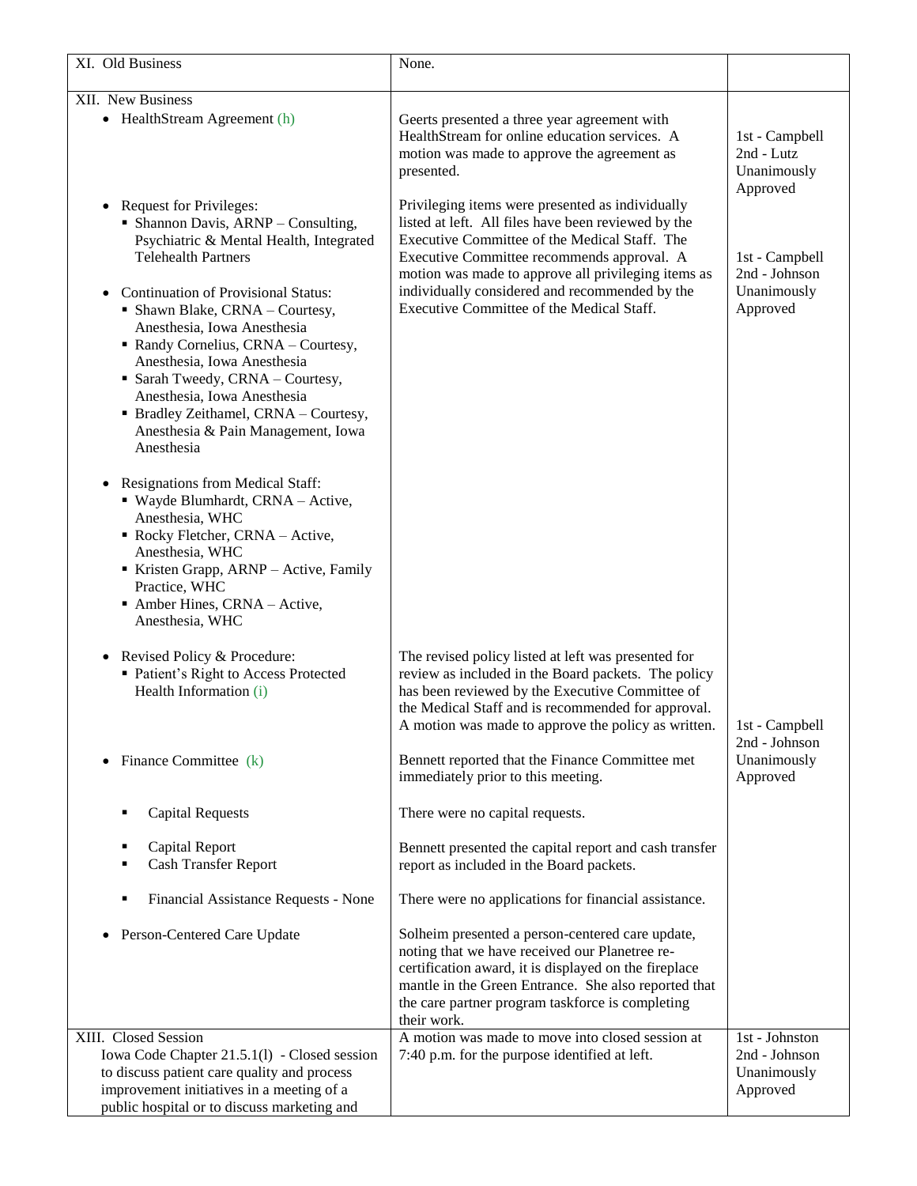| XI. Old Business | None. | |
|---|---|---|
| XII. New Business<br>• HealthStream Agreement (h) | Geerts presented a three year agreement with HealthStream for online education services. A motion was made to approve the agreement as presented. | 1st - Campbell<br>2nd - Lutz<br>Unanimously Approved |
| • Request for Privileges:<br>▪ Shannon Davis, ARNP – Consulting, Psychiatric & Mental Health, Integrated Telehealth Partners<br>• Continuation of Provisional Status:<br>▪ Shawn Blake, CRNA – Courtesy, Anesthesia, Iowa Anesthesia<br>▪ Randy Cornelius, CRNA – Courtesy, Anesthesia, Iowa Anesthesia<br>▪ Sarah Tweedy, CRNA – Courtesy, Anesthesia, Iowa Anesthesia<br>▪ Bradley Zeithamel, CRNA – Courtesy, Anesthesia & Pain Management, Iowa Anesthesia<br>• Resignations from Medical Staff:<br>▪ Wayde Blumhardt, CRNA – Active, Anesthesia, WHC<br>▪ Rocky Fletcher, CRNA – Active, Anesthesia, WHC<br>▪ Kristen Grapp, ARNP – Active, Family Practice, WHC<br>▪ Amber Hines, CRNA – Active, Anesthesia, WHC | Privileging items were presented as individually listed at left. All files have been reviewed by the Executive Committee of the Medical Staff. The Executive Committee recommends approval. A motion was made to approve all privileging items as individually considered and recommended by the Executive Committee of the Medical Staff. | 1st - Campbell<br>2nd - Johnson<br>Unanimously Approved |
| • Revised Policy & Procedure:<br>▪ Patient's Right to Access Protected Health Information (i) | The revised policy listed at left was presented for review as included in the Board packets. The policy has been reviewed by the Executive Committee of the Medical Staff and is recommended for approval. A motion was made to approve the policy as written. | 1st - Campbell<br>2nd - Johnson<br>Unanimously Approved |
| • Finance Committee (k) | Bennett reported that the Finance Committee met immediately prior to this meeting. | |
| ▪ Capital Requests | There were no capital requests. | |
| ▪ Capital Report<br>▪ Cash Transfer Report | Bennett presented the capital report and cash transfer report as included in the Board packets. | |
| ▪ Financial Assistance Requests - None | There were no applications for financial assistance. | |
| • Person-Centered Care Update | Solheim presented a person-centered care update, noting that we have received our Planetree re-certification award, it is displayed on the fireplace mantle in the Green Entrance. She also reported that the care partner program taskforce is completing their work. | |
| XIII. Closed Session<br>Iowa Code Chapter 21.5.1(l) - Closed session to discuss patient care quality and process improvement initiatives in a meeting of a public hospital or to discuss marketing and | A motion was made to move into closed session at 7:40 p.m. for the purpose identified at left. | 1st - Johnston<br>2nd - Johnson<br>Unanimously Approved |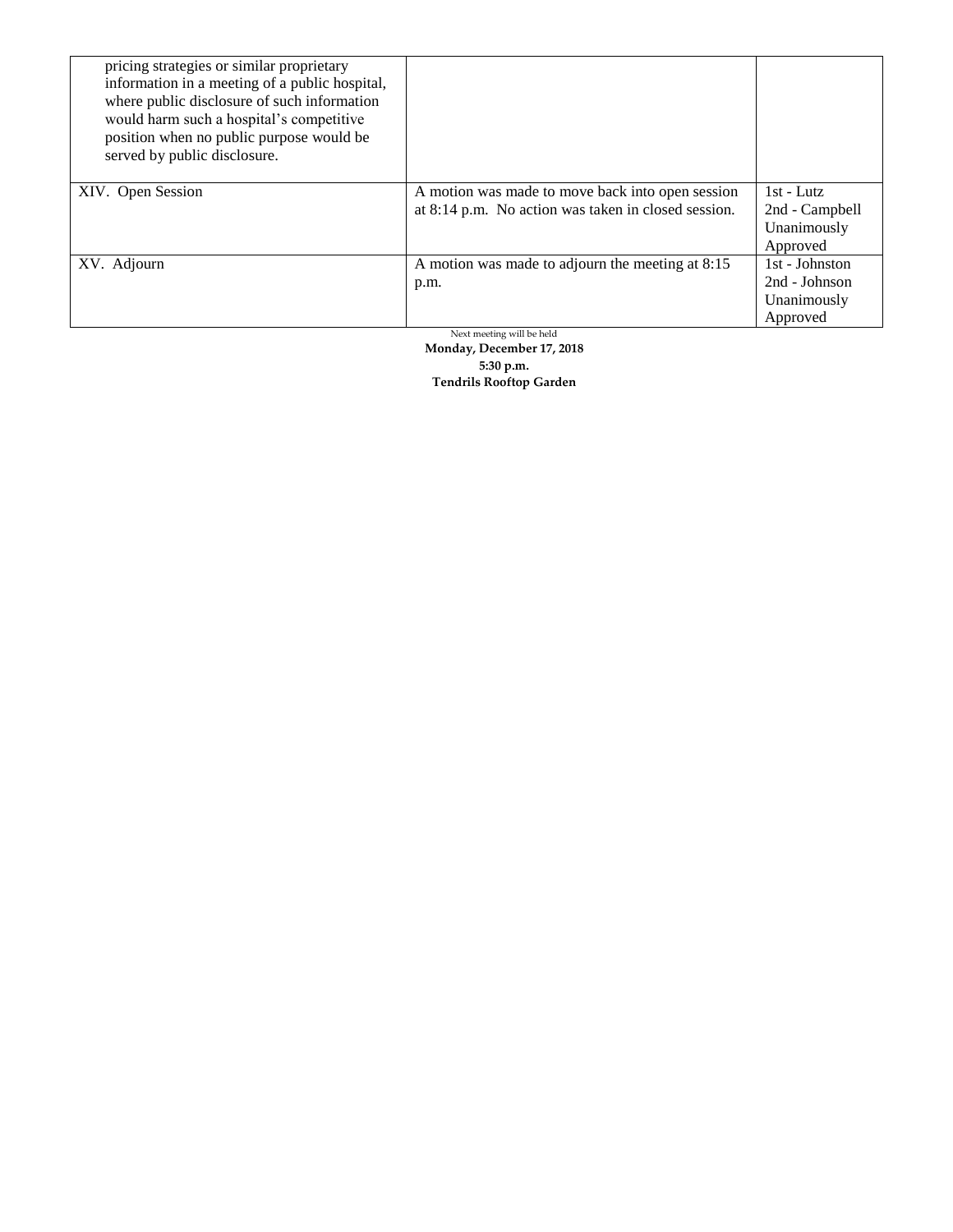| | | |
|---|---|---|
| pricing strategies or similar proprietary information in a meeting of a public hospital, where public disclosure of such information would harm such a hospital's competitive position when no public purpose would be served by public disclosure. | | |
| XIV. Open Session | A motion was made to move back into open session at 8:14 p.m. No action was taken in closed session. | 1st - Lutz<br>2nd - Campbell<br>Unanimously Approved |
| XV. Adjourn | A motion was made to adjourn the meeting at 8:15 p.m. | 1st - Johnston<br>2nd - Johnson<br>Unanimously Approved |

Next meeting will be held

**Monday, December 17, 2018**

**5:30 p.m.**

**Tendrils Rooftop Garden**